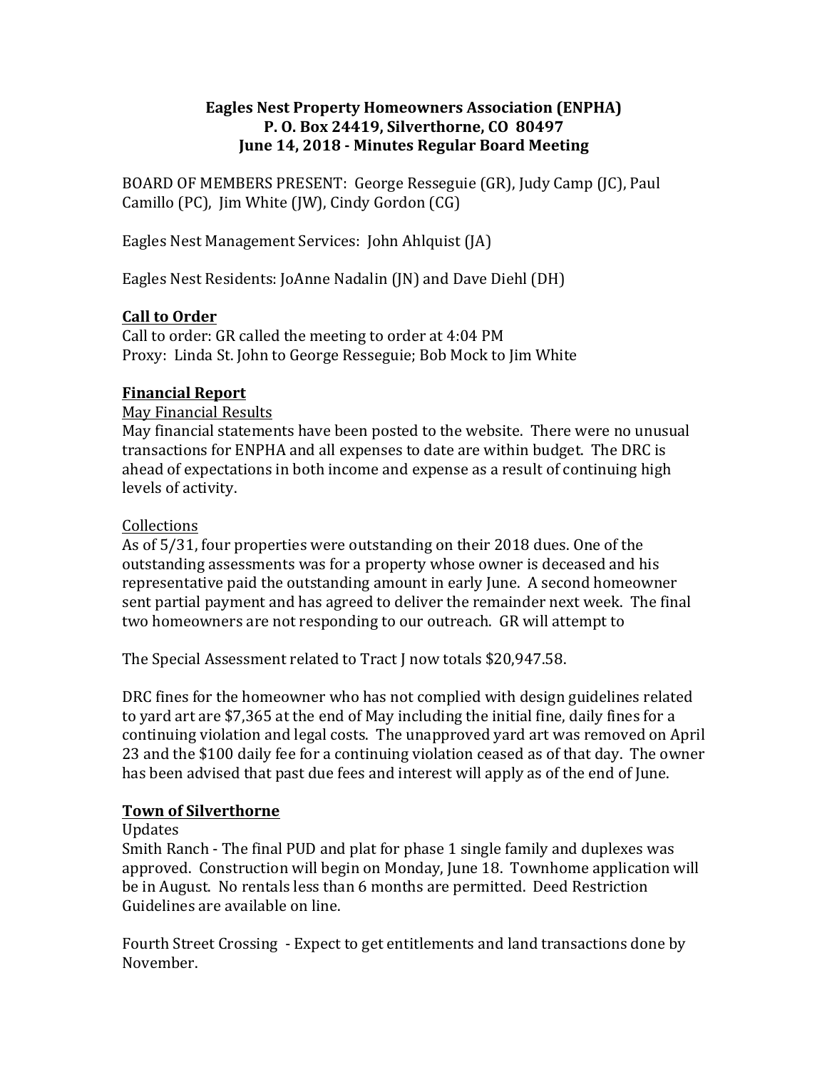**Eagles Nest Property Homeowners Association (ENPHA)**
**P. O. Box 24419, Silverthorne, CO 80497**
**June 14, 2018 - Minutes Regular Board Meeting**

BOARD OF MEMBERS PRESENT: George Resseguie (GR), Judy Camp (JC), Paul Camillo (PC), Jim White (JW), Cindy Gordon (CG)

Eagles Nest Management Services: John Ahlquist (JA)

Eagles Nest Residents: JoAnne Nadalin (JN) and Dave Diehl (DH)

## Call to Order

Call to order: GR called the meeting to order at 4:04 PM
Proxy: Linda St. John to George Resseguie; Bob Mock to Jim White

## Financial Report

May Financial Results

May financial statements have been posted to the website. There were no unusual transactions for ENPHA and all expenses to date are within budget. The DRC is ahead of expectations in both income and expense as a result of continuing high levels of activity.

Collections

As of 5/31, four properties were outstanding on their 2018 dues. One of the outstanding assessments was for a property whose owner is deceased and his representative paid the outstanding amount in early June. A second homeowner sent partial payment and has agreed to deliver the remainder next week. The final two homeowners are not responding to our outreach. GR will attempt to

The Special Assessment related to Tract J now totals $20,947.58.

DRC fines for the homeowner who has not complied with design guidelines related to yard art are $7,365 at the end of May including the initial fine, daily fines for a continuing violation and legal costs. The unapproved yard art was removed on April 23 and the $100 daily fee for a continuing violation ceased as of that day. The owner has been advised that past due fees and interest will apply as of the end of June.

## Town of Silverthorne

Updates

Smith Ranch - The final PUD and plat for phase 1 single family and duplexes was approved. Construction will begin on Monday, June 18. Townhome application will be in August. No rentals less than 6 months are permitted. Deed Restriction Guidelines are available on line.

Fourth Street Crossing - Expect to get entitlements and land transactions done by November.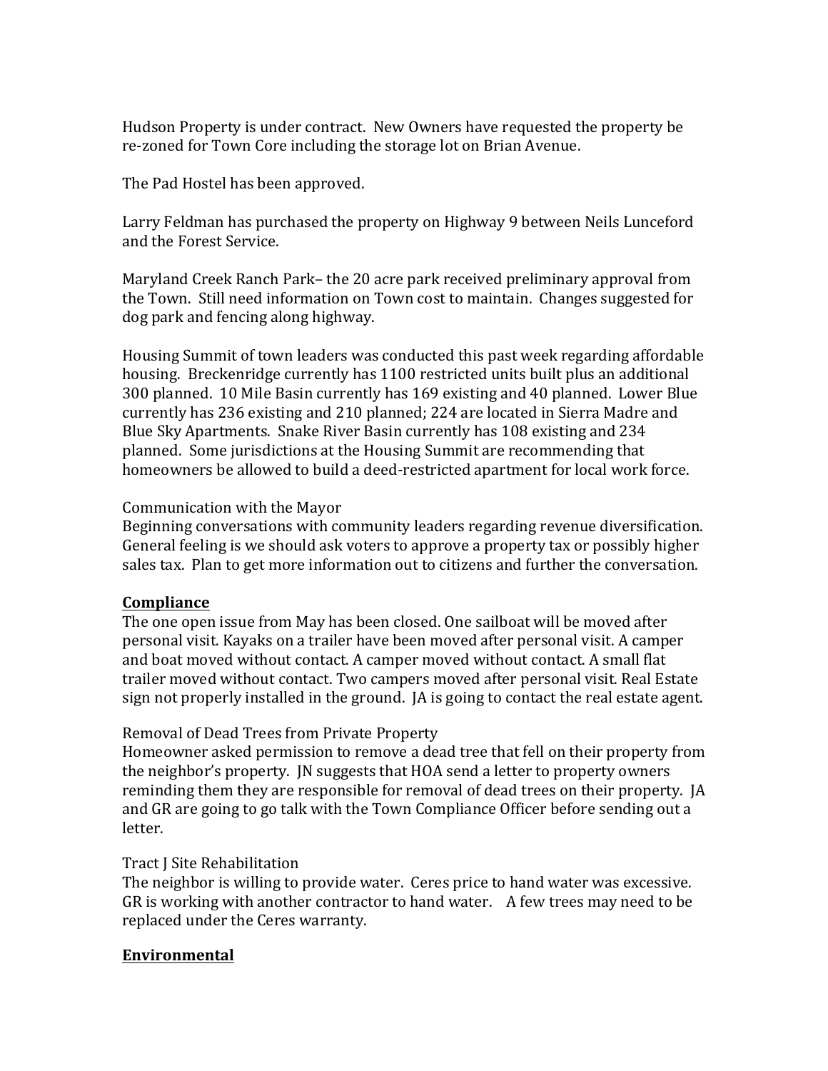Hudson Property is under contract. New Owners have requested the property be re-zoned for Town Core including the storage lot on Brian Avenue.

The Pad Hostel has been approved.

Larry Feldman has purchased the property on Highway 9 between Neils Lunceford and the Forest Service.

Maryland Creek Ranch Park– the 20 acre park received preliminary approval from the Town. Still need information on Town cost to maintain. Changes suggested for dog park and fencing along highway.

Housing Summit of town leaders was conducted this past week regarding affordable housing. Breckenridge currently has 1100 restricted units built plus an additional 300 planned. 10 Mile Basin currently has 169 existing and 40 planned. Lower Blue currently has 236 existing and 210 planned; 224 are located in Sierra Madre and Blue Sky Apartments. Snake River Basin currently has 108 existing and 234 planned. Some jurisdictions at the Housing Summit are recommending that homeowners be allowed to build a deed-restricted apartment for local work force.

Communication with the Mayor
Beginning conversations with community leaders regarding revenue diversification. General feeling is we should ask voters to approve a property tax or possibly higher sales tax. Plan to get more information out to citizens and further the conversation.

**Compliance**
The one open issue from May has been closed. One sailboat will be moved after personal visit. Kayaks on a trailer have been moved after personal visit. A camper and boat moved without contact. A camper moved without contact. A small flat trailer moved without contact. Two campers moved after personal visit. Real Estate sign not properly installed in the ground. JA is going to contact the real estate agent.

Removal of Dead Trees from Private Property
Homeowner asked permission to remove a dead tree that fell on their property from the neighbor's property. JN suggests that HOA send a letter to property owners reminding them they are responsible for removal of dead trees on their property. JA and GR are going to go talk with the Town Compliance Officer before sending out a letter.

Tract J Site Rehabilitation
The neighbor is willing to provide water. Ceres price to hand water was excessive. GR is working with another contractor to hand water. A few trees may need to be replaced under the Ceres warranty.

**Environmental**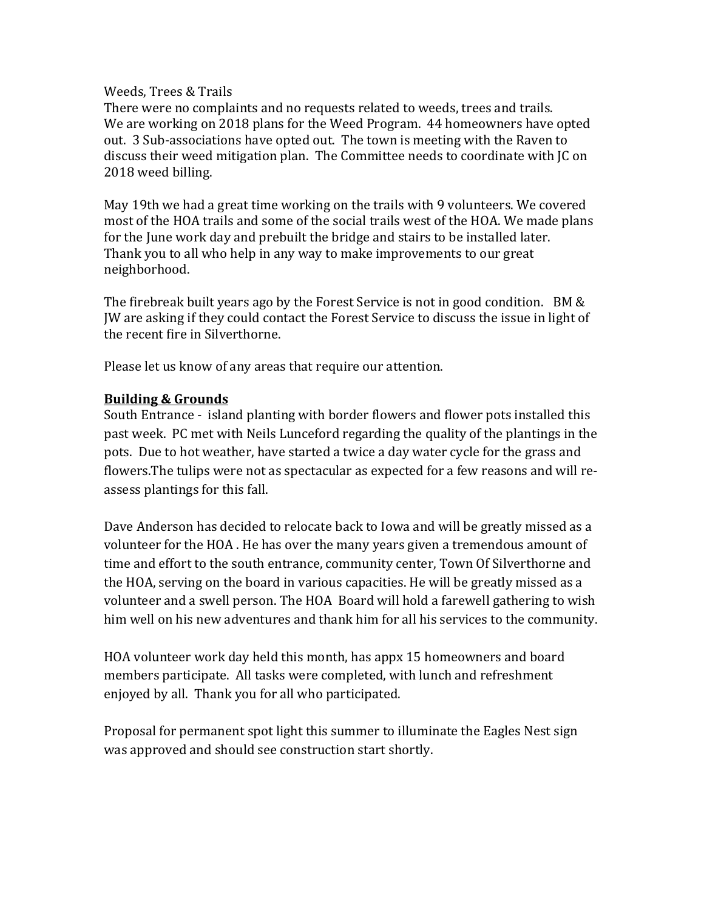Weeds, Trees & Trails

There were no complaints and no requests related to weeds, trees and trails. We are working on 2018 plans for the Weed Program. 44 homeowners have opted out. 3 Sub-associations have opted out. The town is meeting with the Raven to discuss their weed mitigation plan. The Committee needs to coordinate with JC on 2018 weed billing.

May 19th we had a great time working on the trails with 9 volunteers. We covered most of the HOA trails and some of the social trails west of the HOA. We made plans for the June work day and prebuilt the bridge and stairs to be installed later. Thank you to all who help in any way to make improvements to our great neighborhood.

The firebreak built years ago by the Forest Service is not in good condition. BM & JW are asking if they could contact the Forest Service to discuss the issue in light of the recent fire in Silverthorne.

Please let us know of any areas that require our attention.

**Building & Grounds**

South Entrance - island planting with border flowers and flower pots installed this past week. PC met with Neils Lunceford regarding the quality of the plantings in the pots. Due to hot weather, have started a twice a day water cycle for the grass and flowers.The tulips were not as spectacular as expected for a few reasons and will re-assess plantings for this fall.

Dave Anderson has decided to relocate back to Iowa and will be greatly missed as a volunteer for the HOA . He has over the many years given a tremendous amount of time and effort to the south entrance, community center, Town Of Silverthorne and the HOA, serving on the board in various capacities. He will be greatly missed as a volunteer and a swell person. The HOA Board will hold a farewell gathering to wish him well on his new adventures and thank him for all his services to the community.

HOA volunteer work day held this month, has appx 15 homeowners and board members participate. All tasks were completed, with lunch and refreshment enjoyed by all. Thank you for all who participated.

Proposal for permanent spot light this summer to illuminate the Eagles Nest sign was approved and should see construction start shortly.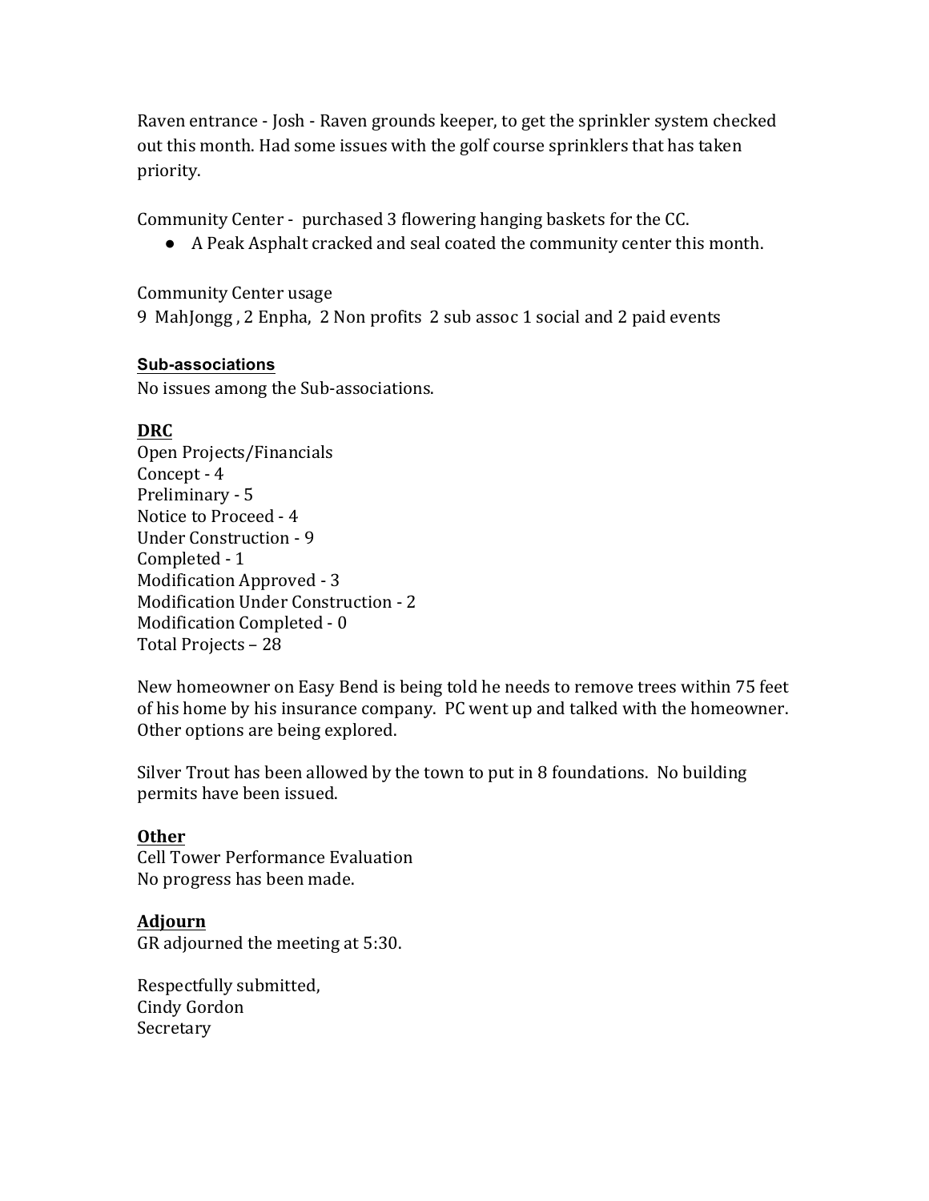Raven entrance - Josh - Raven grounds keeper, to get the sprinkler system checked out this month. Had some issues with the golf course sprinklers that has taken priority.

Community Center - purchased 3 flowering hanging baskets for the CC.

- A Peak Asphalt cracked and seal coated the community center this month.

Community Center usage
9 MahJongg , 2 Enpha, 2 Non profits 2 sub assoc 1 social and 2 paid events

**Sub-associations**
No issues among the Sub-associations.

**DRC**
Open Projects/Financials
Concept - 4
Preliminary - 5
Notice to Proceed - 4
Under Construction - 9
Completed - 1
Modification Approved - 3
Modification Under Construction - 2
Modification Completed - 0
Total Projects – 28

New homeowner on Easy Bend is being told he needs to remove trees within 75 feet of his home by his insurance company. PC went up and talked with the homeowner. Other options are being explored.

Silver Trout has been allowed by the town to put in 8 foundations. No building permits have been issued.

**Other**
Cell Tower Performance Evaluation
No progress has been made.

**Adjourn**
GR adjourned the meeting at 5:30.

Respectfully submitted,
Cindy Gordon
Secretary